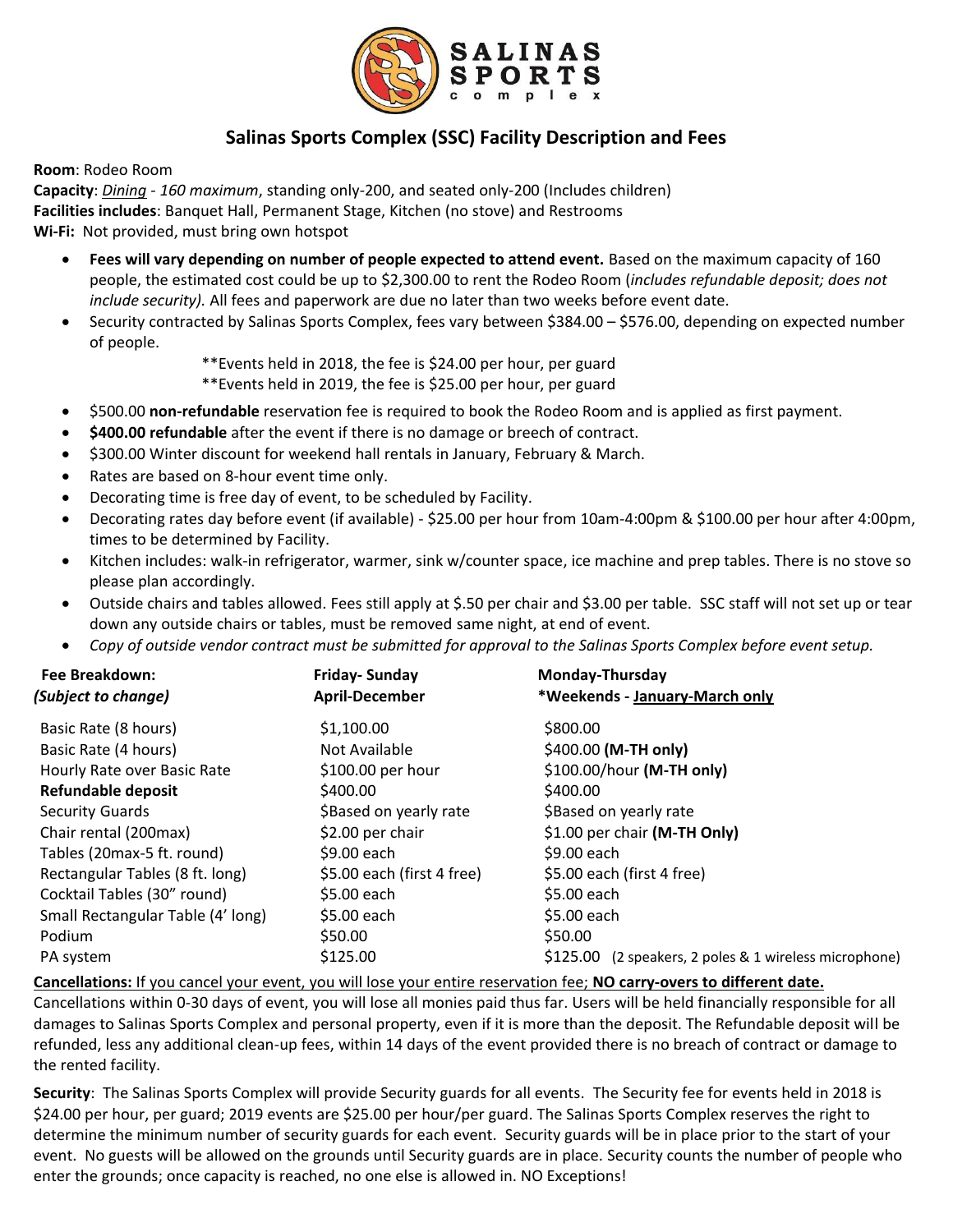## Salinas Sports Complex (SSC) Facility Description and Fees

**Room**: Rodeo Room
**Capacity**: *Dining - 160 maximum*, standing only-200, and seated only-200 (Includes children)
**Facilities includes**: Banquet Hall, Permanent Stage, Kitchen (no stove) and Restrooms
**Wi-Fi:** Not provided, must bring own hotspot

- **Fees will vary depending on number of people expected to attend event.** Based on the maximum capacity of 160 people, the estimated cost could be up to $2,300.00 to rent the Rodeo Room (*includes refundable deposit; does not include security).* All fees and paperwork are due no later than two weeks before event date.
- Security contracted by Salinas Sports Complex, fees vary between $384.00 – $576.00, depending on expected number of people.
  - **Events held in 2018, the fee is $24.00 per hour, per guard
  - **Events held in 2019, the fee is $25.00 per hour, per guard
- $500.00 **non-refundable** reservation fee is required to book the Rodeo Room and is applied as first payment.
- **$400.00 refundable** after the event if there is no damage or breech of contract.
- $300.00 Winter discount for weekend hall rentals in January, February & March.
- Rates are based on 8-hour event time only.
- Decorating time is free day of event, to be scheduled by Facility.
- Decorating rates day before event (if available) - $25.00 per hour from 10am-4:00pm & $100.00 per hour after 4:00pm, times to be determined by Facility.
- Kitchen includes: walk-in refrigerator, warmer, sink w/counter space, ice machine and prep tables. There is no stove so please plan accordingly.
- Outside chairs and tables allowed. Fees still apply at $.50 per chair and $3.00 per table. SSC staff will not set up or tear down any outside chairs or tables, must be removed same night, at end of event.
- *Copy of outside vendor contract must be submitted for approval to the Salinas Sports Complex before event setup.*

| **Fee Breakdown:** *(Subject to change)* | **Friday- Sunday April-December** | **Monday-Thursday *Weekends - January-March only** |
|---|---|---|
| Basic Rate (8 hours) | $1,100.00 | $800.00 |
| Basic Rate (4 hours) | Not Available | $400.00 **(M-TH only)** |
| Hourly Rate over Basic Rate | $100.00 per hour | $100.00/hour **(M-TH only)** |
| **Refundable deposit** | $400.00 | $400.00 |
| Security Guards | $Based on yearly rate | $Based on yearly rate |
| Chair rental (200max) | $2.00 per chair | $1.00 per chair **(M-TH Only)** |
| Tables (20max-5 ft. round) | $9.00 each | $9.00 each |
| Rectangular Tables (8 ft. long) | $5.00 each (first 4 free) | $5.00 each (first 4 free) |
| Cocktail Tables (30" round) | $5.00 each | $5.00 each |
| Small Rectangular Table (4' long) | $5.00 each | $5.00 each |
| Podium | $50.00 | $50.00 |
| PA system | $125.00 | $125.00 (2 speakers, 2 poles & 1 wireless microphone) |

**Cancellations:** If you cancel your event, you will lose your entire reservation fee; **NO carry-overs to different date.** Cancellations within 0-30 days of event, you will lose all monies paid thus far. Users will be held financially responsible for all damages to Salinas Sports Complex and personal property, even if it is more than the deposit. The Refundable deposit will be refunded, less any additional clean-up fees, within 14 days of the event provided there is no breach of contract or damage to the rented facility.

**Security**: The Salinas Sports Complex will provide Security guards for all events. The Security fee for events held in 2018 is $24.00 per hour, per guard; 2019 events are $25.00 per hour/per guard. The Salinas Sports Complex reserves the right to determine the minimum number of security guards for each event. Security guards will be in place prior to the start of your event. No guests will be allowed on the grounds until Security guards are in place. Security counts the number of people who enter the grounds; once capacity is reached, no one else is allowed in. NO Exceptions!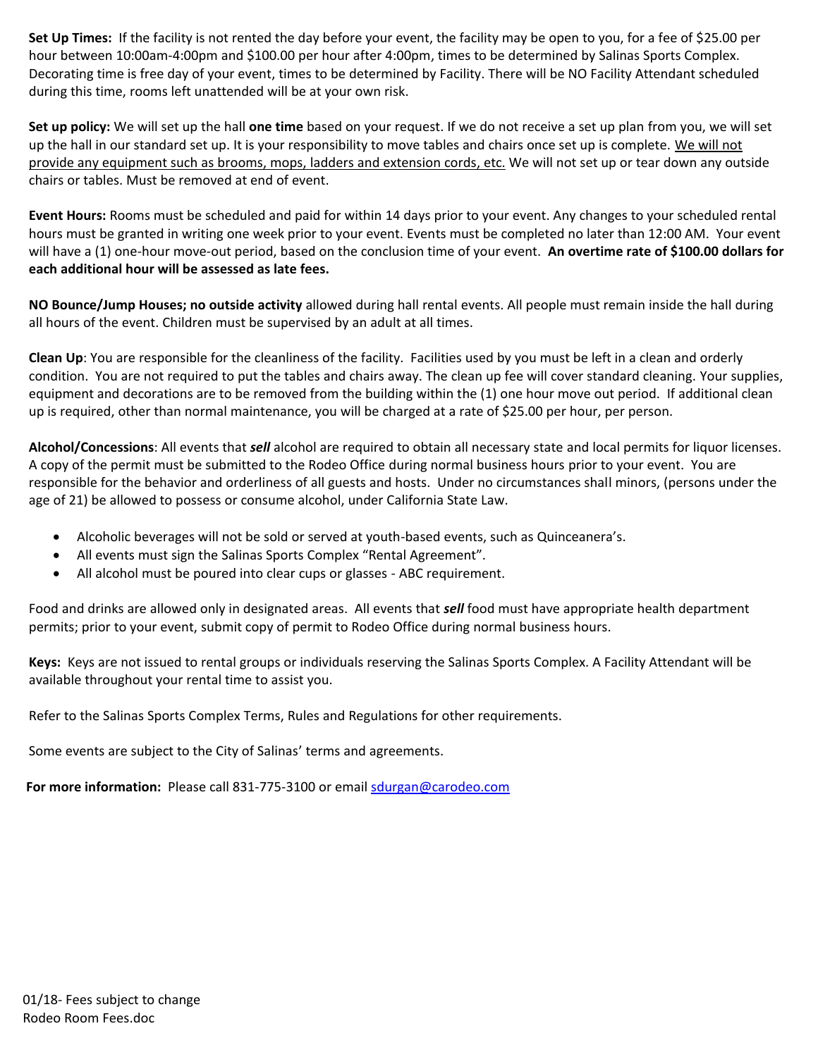**Set Up Times:** If the facility is not rented the day before your event, the facility may be open to you, for a fee of $25.00 per hour between 10:00am-4:00pm and $100.00 per hour after 4:00pm, times to be determined by Salinas Sports Complex. Decorating time is free day of your event, times to be determined by Facility. There will be NO Facility Attendant scheduled during this time, rooms left unattended will be at your own risk.

**Set up policy:** We will set up the hall **one time** based on your request. If we do not receive a set up plan from you, we will set up the hall in our standard set up. It is your responsibility to move tables and chairs once set up is complete. We will not provide any equipment such as brooms, mops, ladders and extension cords, etc. We will not set up or tear down any outside chairs or tables. Must be removed at end of event.

**Event Hours:** Rooms must be scheduled and paid for within 14 days prior to your event. Any changes to your scheduled rental hours must be granted in writing one week prior to your event. Events must be completed no later than 12:00 AM. Your event will have a (1) one-hour move-out period, based on the conclusion time of your event. **An overtime rate of $100.00 dollars for each additional hour will be assessed as late fees.**

**NO Bounce/Jump Houses; no outside activity** allowed during hall rental events. All people must remain inside the hall during all hours of the event. Children must be supervised by an adult at all times.

**Clean Up**: You are responsible for the cleanliness of the facility. Facilities used by you must be left in a clean and orderly condition. You are not required to put the tables and chairs away. The clean up fee will cover standard cleaning. Your supplies, equipment and decorations are to be removed from the building within the (1) one hour move out period. If additional clean up is required, other than normal maintenance, you will be charged at a rate of $25.00 per hour, per person.

**Alcohol/Concessions**: All events that ***sell*** alcohol are required to obtain all necessary state and local permits for liquor licenses. A copy of the permit must be submitted to the Rodeo Office during normal business hours prior to your event. You are responsible for the behavior and orderliness of all guests and hosts. Under no circumstances shall minors, (persons under the age of 21) be allowed to possess or consume alcohol, under California State Law.

- Alcoholic beverages will not be sold or served at youth-based events, such as Quinceanera's.
- All events must sign the Salinas Sports Complex "Rental Agreement".
- All alcohol must be poured into clear cups or glasses - ABC requirement.

Food and drinks are allowed only in designated areas. All events that ***sell*** food must have appropriate health department permits; prior to your event, submit copy of permit to Rodeo Office during normal business hours.

**Keys:** Keys are not issued to rental groups or individuals reserving the Salinas Sports Complex. A Facility Attendant will be available throughout your rental time to assist you.

Refer to the Salinas Sports Complex Terms, Rules and Regulations for other requirements.

Some events are subject to the City of Salinas' terms and agreements.

**For more information:** Please call 831-775-3100 or email sdurgan@carodeo.com

01/18- Fees subject to change
Rodeo Room Fees.doc